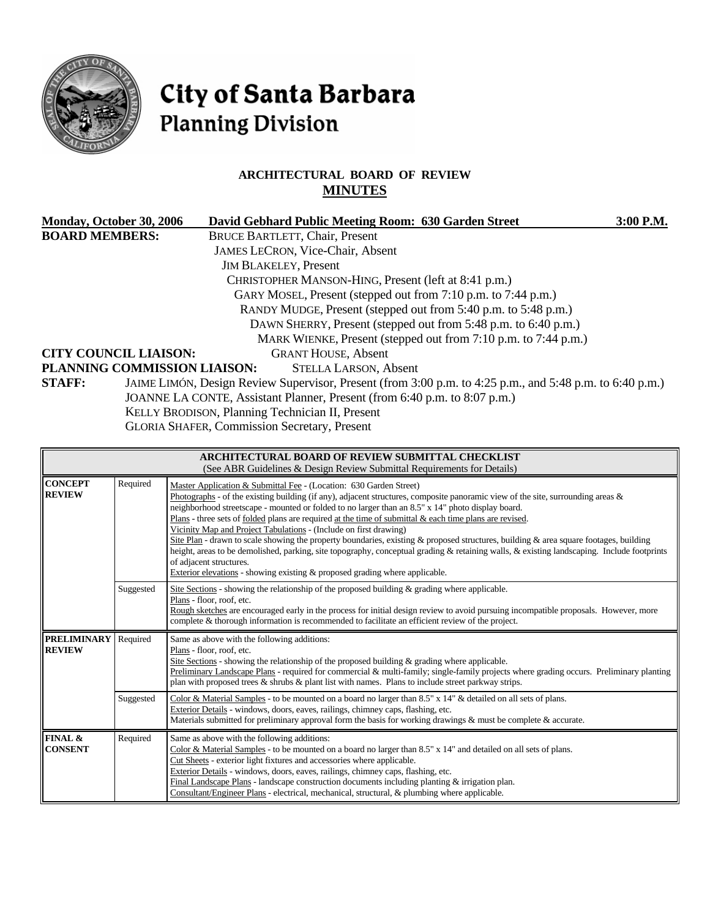# City of Santa Barbara
## Planning Division

### ARCHITECTURAL BOARD OF REVIEW
### MINUTES

**Monday, October 30, 2006** **David Gebhard Public Meeting Room: 630 Garden Street** **3:00 P.M.**

**BOARD MEMBERS:**
BRUCE BARTLETT, Chair, Present
JAMES LECRON, Vice-Chair, Absent
JIM BLAKELEY, Present
CHRISTOPHER MANSON-HING, Present (left at 8:41 p.m.)
GARY MOSEL, Present (stepped out from 7:10 p.m. to 7:44 p.m.)
RANDY MUDGE, Present (stepped out from 5:40 p.m. to 5:48 p.m.)
DAWN SHERRY, Present (stepped out from 5:48 p.m. to 6:40 p.m.)
MARK WIENKE, Present (stepped out from 7:10 p.m. to 7:44 p.m.)

**CITY COUNCIL LIAISON:** GRANT HOUSE, Absent

**PLANNING COMMISSION LIAISON:** STELLA LARSON, Absent

**STAFF:**
JAIME LIMÓN, Design Review Supervisor, Present (from 3:00 p.m. to 4:25 p.m., and 5:48 p.m. to 6:40 p.m.)
JOANNE LA CONTE, Assistant Planner, Present (from 6:40 p.m. to 8:07 p.m.)
KELLY BRODISON, Planning Technician II, Present
GLORIA SHAFER, Commission Secretary, Present

| ARCHITECTURAL BOARD OF REVIEW SUBMITTAL CHECKLIST (See ABR Guidelines & Design Review Submittal Requirements for Details) | | |
|---|---|---|
| **CONCEPT REVIEW** | Required | Master Application & Submittal Fee - (Location: 630 Garden Street)<br>Photographs - of the existing building (if any), adjacent structures, composite panoramic view of the site, surrounding areas & neighborhood streetscape - mounted or folded to no larger than an 8.5" x 14" photo display board.<br>Plans - three sets of folded plans are required at the time of submittal & each time plans are revised.<br>Vicinity Map and Project Tabulations - (Include on first drawing)<br>Site Plan - drawn to scale showing the property boundaries, existing & proposed structures, building & area square footages, building height, areas to be demolished, parking, site topography, conceptual grading & retaining walls, & existing landscaping. Include footprints of adjacent structures.<br>Exterior elevations - showing existing & proposed grading where applicable. |
| | Suggested | Site Sections - showing the relationship of the proposed building & grading where applicable.<br>Plans - floor, roof, etc.<br>Rough sketches are encouraged early in the process for initial design review to avoid pursuing incompatible proposals. However, more complete & thorough information is recommended to facilitate an efficient review of the project. |
| **PRELIMINARY REVIEW** | Required | Same as above with the following additions:<br>Plans - floor, roof, etc.<br>Site Sections - showing the relationship of the proposed building & grading where applicable.<br>Preliminary Landscape Plans - required for commercial & multi-family; single-family projects where grading occurs. Preliminary planting plan with proposed trees & shrubs & plant list with names. Plans to include street parkway strips. |
| | Suggested | Color & Material Samples - to be mounted on a board no larger than 8.5" x 14" & detailed on all sets of plans.<br>Exterior Details - windows, doors, eaves, railings, chimney caps, flashing, etc.<br>Materials submitted for preliminary approval form the basis for working drawings & must be complete & accurate. |
| **FINAL & CONSENT** | Required | Same as above with the following additions:<br>Color & Material Samples - to be mounted on a board no larger than 8.5" x 14" and detailed on all sets of plans.<br>Cut Sheets - exterior light fixtures and accessories where applicable.<br>Exterior Details - windows, doors, eaves, railings, chimney caps, flashing, etc.<br>Final Landscape Plans - landscape construction documents including planting & irrigation plan.<br>Consultant/Engineer Plans - electrical, mechanical, structural, & plumbing where applicable. |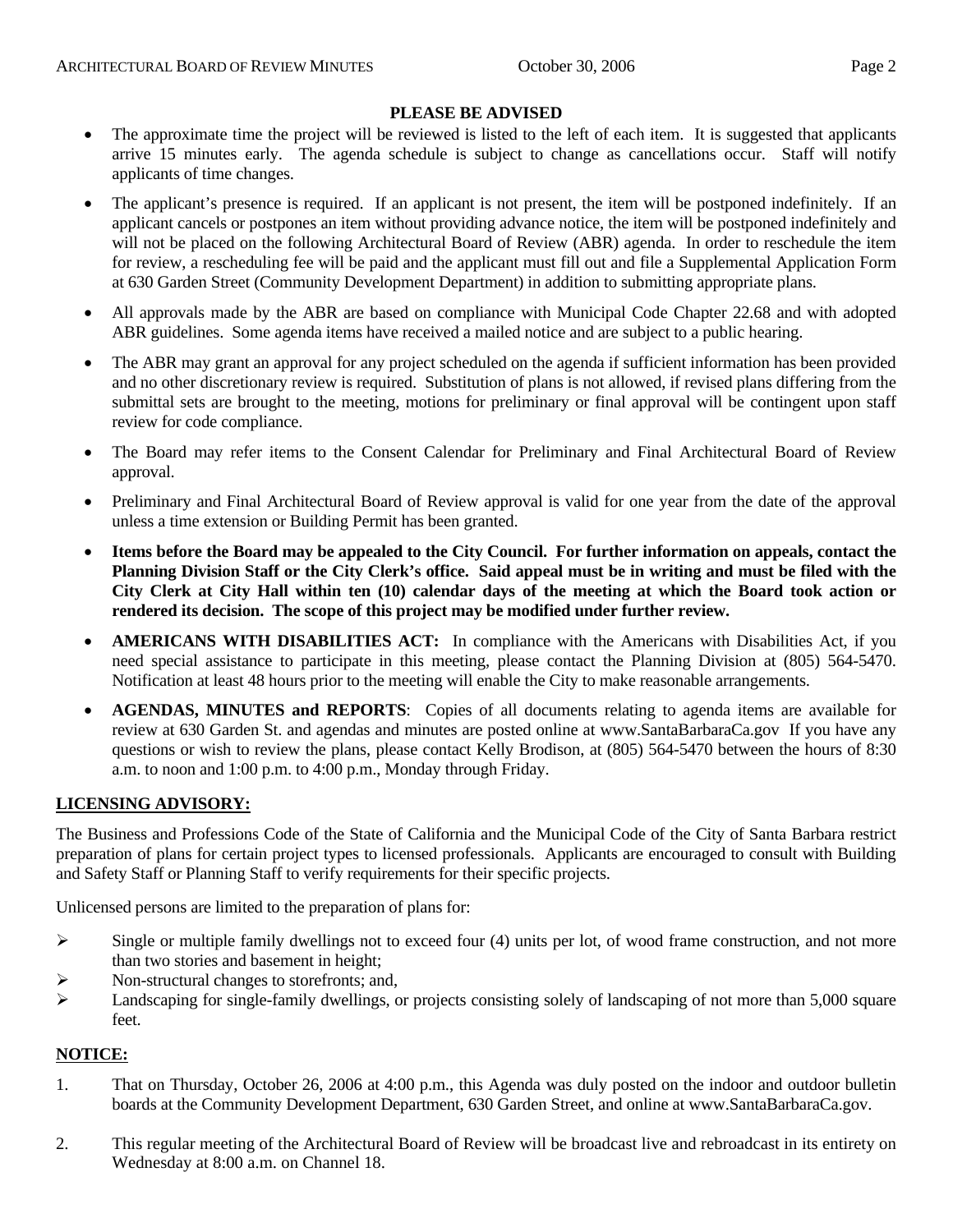**PLEASE BE ADVISED**

- The approximate time the project will be reviewed is listed to the left of each item. It is suggested that applicants arrive 15 minutes early. The agenda schedule is subject to change as cancellations occur. Staff will notify applicants of time changes.
- The applicant's presence is required. If an applicant is not present, the item will be postponed indefinitely. If an applicant cancels or postpones an item without providing advance notice, the item will be postponed indefinitely and will not be placed on the following Architectural Board of Review (ABR) agenda. In order to reschedule the item for review, a rescheduling fee will be paid and the applicant must fill out and file a Supplemental Application Form at 630 Garden Street (Community Development Department) in addition to submitting appropriate plans.
- All approvals made by the ABR are based on compliance with Municipal Code Chapter 22.68 and with adopted ABR guidelines. Some agenda items have received a mailed notice and are subject to a public hearing.
- The ABR may grant an approval for any project scheduled on the agenda if sufficient information has been provided and no other discretionary review is required. Substitution of plans is not allowed, if revised plans differing from the submittal sets are brought to the meeting, motions for preliminary or final approval will be contingent upon staff review for code compliance.
- The Board may refer items to the Consent Calendar for Preliminary and Final Architectural Board of Review approval.
- Preliminary and Final Architectural Board of Review approval is valid for one year from the date of the approval unless a time extension or Building Permit has been granted.
- **Items before the Board may be appealed to the City Council. For further information on appeals, contact the Planning Division Staff or the City Clerk's office. Said appeal must be in writing and must be filed with the City Clerk at City Hall within ten (10) calendar days of the meeting at which the Board took action or rendered its decision. The scope of this project may be modified under further review.**
- **AMERICANS WITH DISABILITIES ACT:** In compliance with the Americans with Disabilities Act, if you need special assistance to participate in this meeting, please contact the Planning Division at (805) 564-5470. Notification at least 48 hours prior to the meeting will enable the City to make reasonable arrangements.
- **AGENDAS, MINUTES and REPORTS**: Copies of all documents relating to agenda items are available for review at 630 Garden St. and agendas and minutes are posted online at www.SantaBarbaraCa.gov If you have any questions or wish to review the plans, please contact Kelly Brodison, at (805) 564-5470 between the hours of 8:30 a.m. to noon and 1:00 p.m. to 4:00 p.m., Monday through Friday.

## LICENSING ADVISORY:

The Business and Professions Code of the State of California and the Municipal Code of the City of Santa Barbara restrict preparation of plans for certain project types to licensed professionals. Applicants are encouraged to consult with Building and Safety Staff or Planning Staff to verify requirements for their specific projects.

Unlicensed persons are limited to the preparation of plans for:

- Single or multiple family dwellings not to exceed four (4) units per lot, of wood frame construction, and not more than two stories and basement in height;
- Non-structural changes to storefronts; and,
- Landscaping for single-family dwellings, or projects consisting solely of landscaping of not more than 5,000 square feet.

## NOTICE:

1. That on Thursday, October 26, 2006 at 4:00 p.m., this Agenda was duly posted on the indoor and outdoor bulletin boards at the Community Development Department, 630 Garden Street, and online at www.SantaBarbaraCa.gov.
2. This regular meeting of the Architectural Board of Review will be broadcast live and rebroadcast in its entirety on Wednesday at 8:00 a.m. on Channel 18.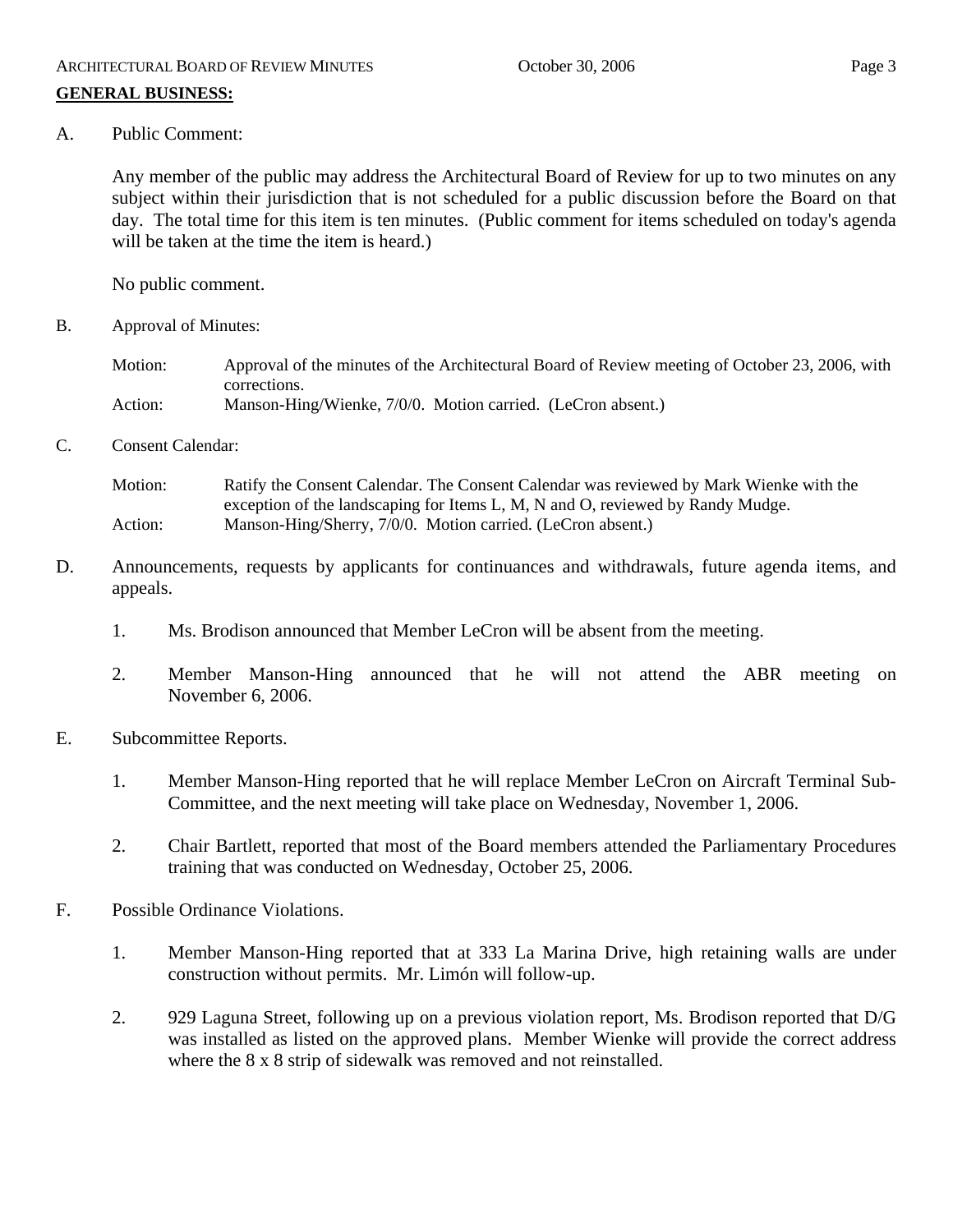**GENERAL BUSINESS:**

A. Public Comment:

Any member of the public may address the Architectural Board of Review for up to two minutes on any subject within their jurisdiction that is not scheduled for a public discussion before the Board on that day. The total time for this item is ten minutes. (Public comment for items scheduled on today's agenda will be taken at the time the item is heard.)

No public comment.

B. Approval of Minutes:

Motion: Approval of the minutes of the Architectural Board of Review meeting of October 23, 2006, with corrections.
Action: Manson-Hing/Wienke, 7/0/0. Motion carried. (LeCron absent.)

C. Consent Calendar:

Motion: Ratify the Consent Calendar. The Consent Calendar was reviewed by Mark Wienke with the exception of the landscaping for Items L, M, N and O, reviewed by Randy Mudge.
Action: Manson-Hing/Sherry, 7/0/0. Motion carried. (LeCron absent.)

D. Announcements, requests by applicants for continuances and withdrawals, future agenda items, and appeals.

1. Ms. Brodison announced that Member LeCron will be absent from the meeting.

2. Member Manson-Hing announced that he will not attend the ABR meeting on November 6, 2006.

E. Subcommittee Reports.

1. Member Manson-Hing reported that he will replace Member LeCron on Aircraft Terminal Sub-Committee, and the next meeting will take place on Wednesday, November 1, 2006.

2. Chair Bartlett, reported that most of the Board members attended the Parliamentary Procedures training that was conducted on Wednesday, October 25, 2006.

F. Possible Ordinance Violations.

1. Member Manson-Hing reported that at 333 La Marina Drive, high retaining walls are under construction without permits. Mr. Limón will follow-up.

2. 929 Laguna Street, following up on a previous violation report, Ms. Brodison reported that D/G was installed as listed on the approved plans. Member Wienke will provide the correct address where the 8 x 8 strip of sidewalk was removed and not reinstalled.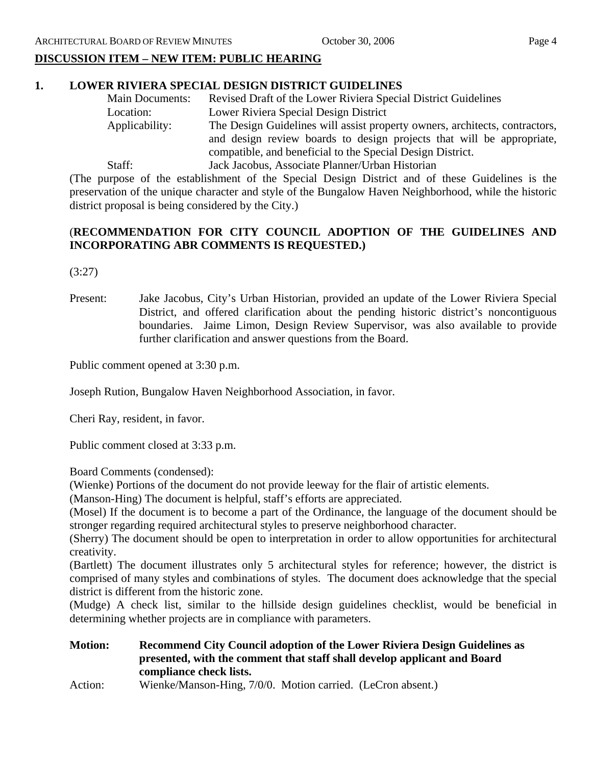## DISCUSSION ITEM – NEW ITEM: PUBLIC HEARING

### 1. LOWER RIVIERA SPECIAL DESIGN DISTRICT GUIDELINES

Main Documents: Revised Draft of the Lower Riviera Special District Guidelines
Location: Lower Riviera Special Design District
Applicability: The Design Guidelines will assist property owners, architects, contractors, and design review boards to design projects that will be appropriate, compatible, and beneficial to the Special Design District.
Staff: Jack Jacobus, Associate Planner/Urban Historian

(The purpose of the establishment of the Special Design District and of these Guidelines is the preservation of the unique character and style of the Bungalow Haven Neighborhood, while the historic district proposal is being considered by the City.)

(**RECOMMENDATION FOR CITY COUNCIL ADOPTION OF THE GUIDELINES AND INCORPORATING ABR COMMENTS IS REQUESTED.)**

(3:27)

Present: Jake Jacobus, City's Urban Historian, provided an update of the Lower Riviera Special District, and offered clarification about the pending historic district's noncontiguous boundaries. Jaime Limon, Design Review Supervisor, was also available to provide further clarification and answer questions from the Board.

Public comment opened at 3:30 p.m.

Joseph Rution, Bungalow Haven Neighborhood Association, in favor.

Cheri Ray, resident, in favor.

Public comment closed at 3:33 p.m.

Board Comments (condensed):
(Wienke) Portions of the document do not provide leeway for the flair of artistic elements.
(Manson-Hing) The document is helpful, staff's efforts are appreciated.
(Mosel) If the document is to become a part of the Ordinance, the language of the document should be stronger regarding required architectural styles to preserve neighborhood character.
(Sherry) The document should be open to interpretation in order to allow opportunities for architectural creativity.
(Bartlett) The document illustrates only 5 architectural styles for reference; however, the district is comprised of many styles and combinations of styles. The document does acknowledge that the special district is different from the historic zone.
(Mudge) A check list, similar to the hillside design guidelines checklist, would be beneficial in determining whether projects are in compliance with parameters.

**Motion: Recommend City Council adoption of the Lower Riviera Design Guidelines as presented, with the comment that staff shall develop applicant and Board compliance check lists.**
Action: Wienke/Manson-Hing, 7/0/0. Motion carried. (LeCron absent.)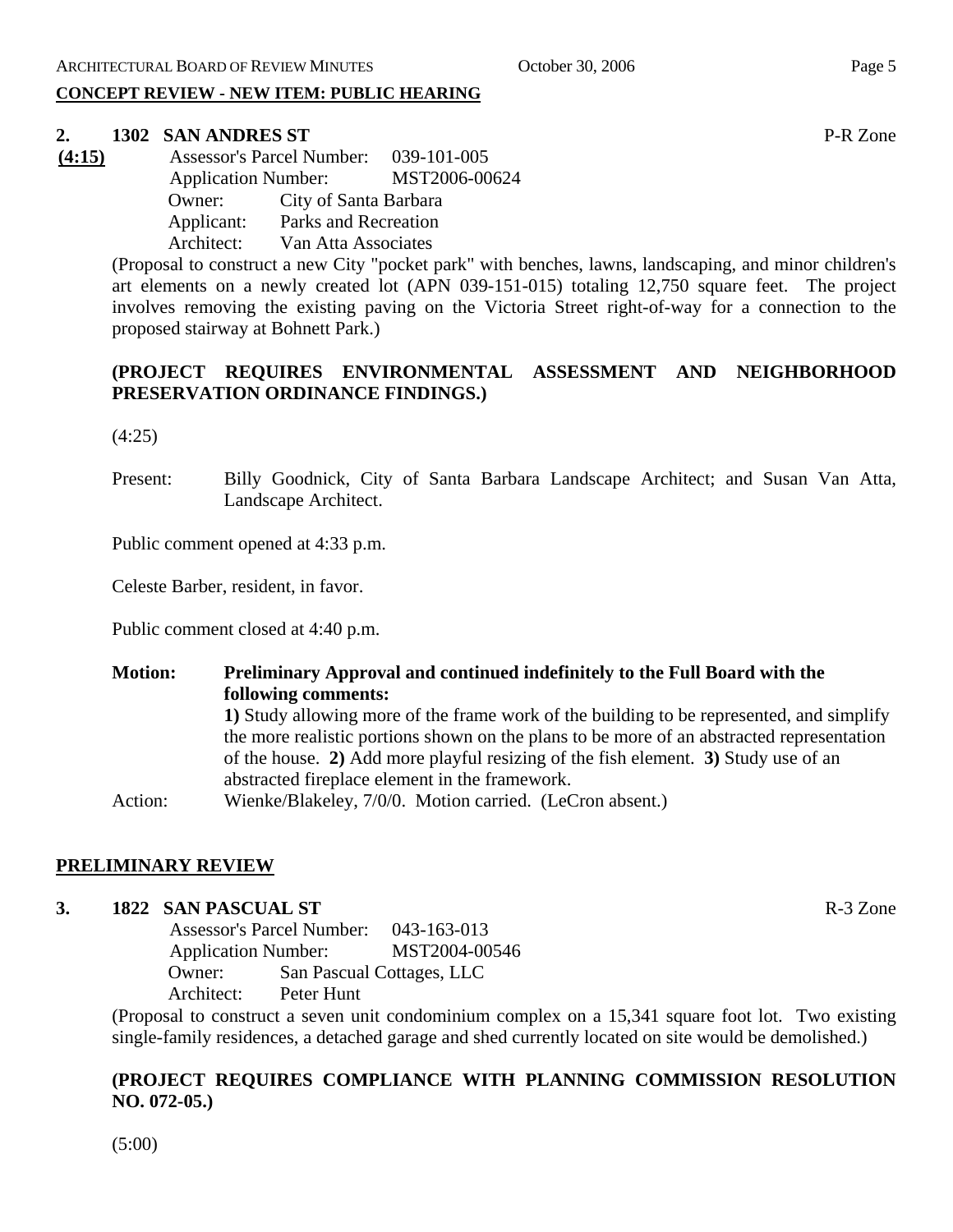## CONCEPT REVIEW - NEW ITEM: PUBLIC HEARING

**2. 1302 SAN ANDRES ST** P-R Zone

**(4:15)**

Assessor's Parcel Number: 039-101-005
Application Number: MST2006-00624
Owner: City of Santa Barbara
Applicant: Parks and Recreation
Architect: Van Atta Associates

(Proposal to construct a new City "pocket park" with benches, lawns, landscaping, and minor children's art elements on a newly created lot (APN 039-151-015) totaling 12,750 square feet. The project involves removing the existing paving on the Victoria Street right-of-way for a connection to the proposed stairway at Bohnett Park.)

**(PROJECT REQUIRES ENVIRONMENTAL ASSESSMENT AND NEIGHBORHOOD PRESERVATION ORDINANCE FINDINGS.)**

(4:25)

Present: Billy Goodnick, City of Santa Barbara Landscape Architect; and Susan Van Atta, Landscape Architect.

Public comment opened at 4:33 p.m.

Celeste Barber, resident, in favor.

Public comment closed at 4:40 p.m.

**Motion: Preliminary Approval and continued indefinitely to the Full Board with the following comments:**
**1)** Study allowing more of the frame work of the building to be represented, and simplify the more realistic portions shown on the plans to be more of an abstracted representation of the house. **2)** Add more playful resizing of the fish element. **3)** Study use of an abstracted fireplace element in the framework.

Action: Wienke/Blakeley, 7/0/0. Motion carried. (LeCron absent.)

## PRELIMINARY REVIEW

**3. 1822 SAN PASCUAL ST** R-3 Zone

Assessor's Parcel Number: 043-163-013
Application Number: MST2004-00546
Owner: San Pascual Cottages, LLC
Architect: Peter Hunt

(Proposal to construct a seven unit condominium complex on a 15,341 square foot lot. Two existing single-family residences, a detached garage and shed currently located on site would be demolished.)

**(PROJECT REQUIRES COMPLIANCE WITH PLANNING COMMISSION RESOLUTION NO. 072-05.)**

(5:00)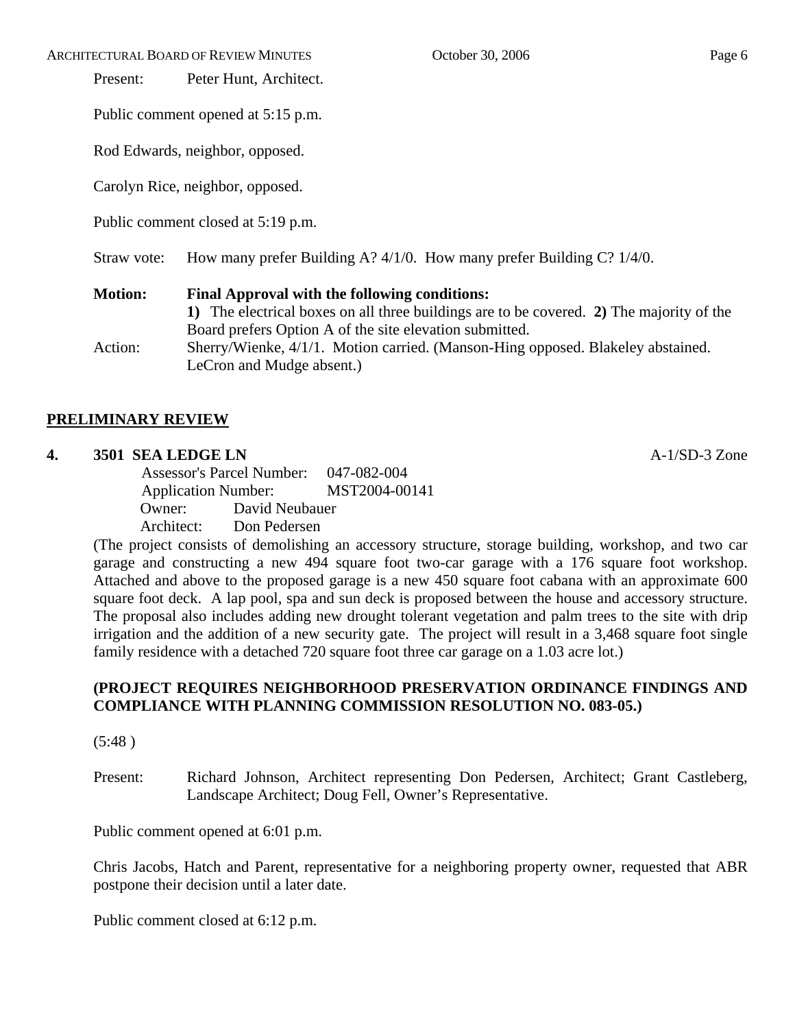Present: Peter Hunt, Architect.

Public comment opened at 5:15 p.m.

Rod Edwards, neighbor, opposed.

Carolyn Rice, neighbor, opposed.

Public comment closed at 5:19 p.m.

Straw vote: How many prefer Building A? 4/1/0. How many prefer Building C? 1/4/0.

**Motion:** **Final Approval with the following conditions:**
**1)** The electrical boxes on all three buildings are to be covered. **2)** The majority of the Board prefers Option A of the site elevation submitted.

Action: Sherry/Wienke, 4/1/1. Motion carried. (Manson-Hing opposed. Blakeley abstained. LeCron and Mudge absent.)

## PRELIMINARY REVIEW

**4. 3501 SEA LEDGE LN** A-1/SD-3 Zone

Assessor's Parcel Number: 047-082-004
Application Number: MST2004-00141
Owner: David Neubauer
Architect: Don Pedersen

(The project consists of demolishing an accessory structure, storage building, workshop, and two car garage and constructing a new 494 square foot two-car garage with a 176 square foot workshop. Attached and above to the proposed garage is a new 450 square foot cabana with an approximate 600 square foot deck. A lap pool, spa and sun deck is proposed between the house and accessory structure. The proposal also includes adding new drought tolerant vegetation and palm trees to the site with drip irrigation and the addition of a new security gate. The project will result in a 3,468 square foot single family residence with a detached 720 square foot three car garage on a 1.03 acre lot.)

**(PROJECT REQUIRES NEIGHBORHOOD PRESERVATION ORDINANCE FINDINGS AND COMPLIANCE WITH PLANNING COMMISSION RESOLUTION NO. 083-05.)**

(5:48 )

Present: Richard Johnson, Architect representing Don Pedersen, Architect; Grant Castleberg, Landscape Architect; Doug Fell, Owner's Representative.

Public comment opened at 6:01 p.m.

Chris Jacobs, Hatch and Parent, representative for a neighboring property owner, requested that ABR postpone their decision until a later date.

Public comment closed at 6:12 p.m.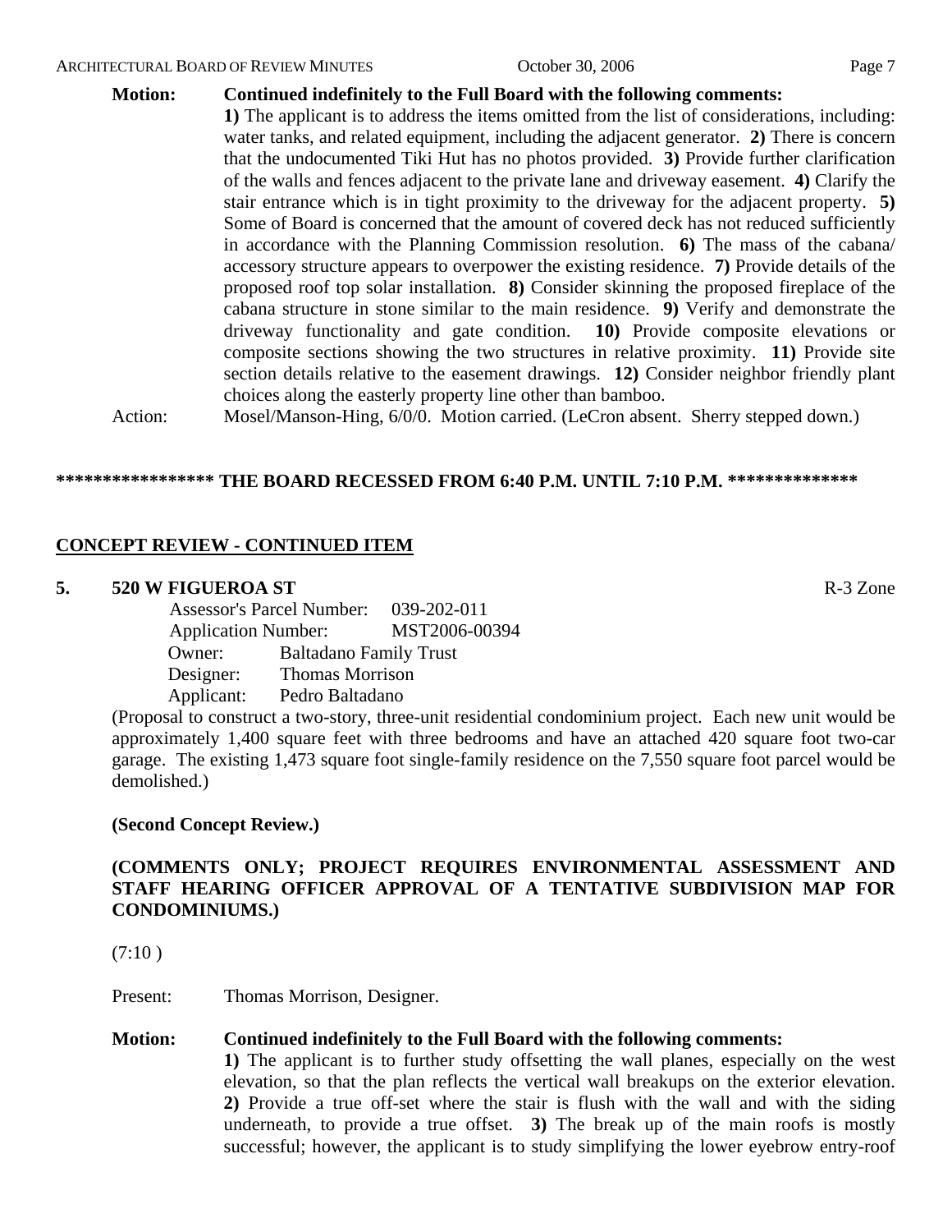**Motion:** **Continued indefinitely to the Full Board with the following comments:**

**1)** The applicant is to address the items omitted from the list of considerations, including: water tanks, and related equipment, including the adjacent generator. **2)** There is concern that the undocumented Tiki Hut has no photos provided. **3)** Provide further clarification of the walls and fences adjacent to the private lane and driveway easement. **4)** Clarify the stair entrance which is in tight proximity to the driveway for the adjacent property. **5)** Some of Board is concerned that the amount of covered deck has not reduced sufficiently in accordance with the Planning Commission resolution. **6)** The mass of the cabana/ accessory structure appears to overpower the existing residence. **7)** Provide details of the proposed roof top solar installation. **8)** Consider skinning the proposed fireplace of the cabana structure in stone similar to the main residence. **9)** Verify and demonstrate the driveway functionality and gate condition. **10)** Provide composite elevations or composite sections showing the two structures in relative proximity. **11)** Provide site section details relative to the easement drawings. **12)** Consider neighbor friendly plant choices along the easterly property line other than bamboo.

Action: Mosel/Manson-Hing, 6/0/0. Motion carried. (LeCron absent. Sherry stepped down.)

**\*\*\*\*\*\*\*\*\*\*\*\*\*\*\*\*\* THE BOARD RECESSED FROM 6:40 P.M. UNTIL 7:10 P.M. \*\*\*\*\*\*\*\*\*\*\*\*\*\***

## CONCEPT REVIEW - CONTINUED ITEM

### 5. 520 W FIGUEROA ST — R-3 Zone

Assessor's Parcel Number: 039-202-011
Application Number: MST2006-00394
Owner: Baltadano Family Trust
Designer: Thomas Morrison
Applicant: Pedro Baltadano

(Proposal to construct a two-story, three-unit residential condominium project. Each new unit would be approximately 1,400 square feet with three bedrooms and have an attached 420 square foot two-car garage. The existing 1,473 square foot single-family residence on the 7,550 square foot parcel would be demolished.)

**(Second Concept Review.)**

**(COMMENTS ONLY; PROJECT REQUIRES ENVIRONMENTAL ASSESSMENT AND STAFF HEARING OFFICER APPROVAL OF A TENTATIVE SUBDIVISION MAP FOR CONDOMINIUMS.)**

(7:10 )

Present: Thomas Morrison, Designer.

**Motion:** **Continued indefinitely to the Full Board with the following comments:**

**1)** The applicant is to further study offsetting the wall planes, especially on the west elevation, so that the plan reflects the vertical wall breakups on the exterior elevation. **2)** Provide a true off-set where the stair is flush with the wall and with the siding underneath, to provide a true offset. **3)** The break up of the main roofs is mostly successful; however, the applicant is to study simplifying the lower eyebrow entry-roof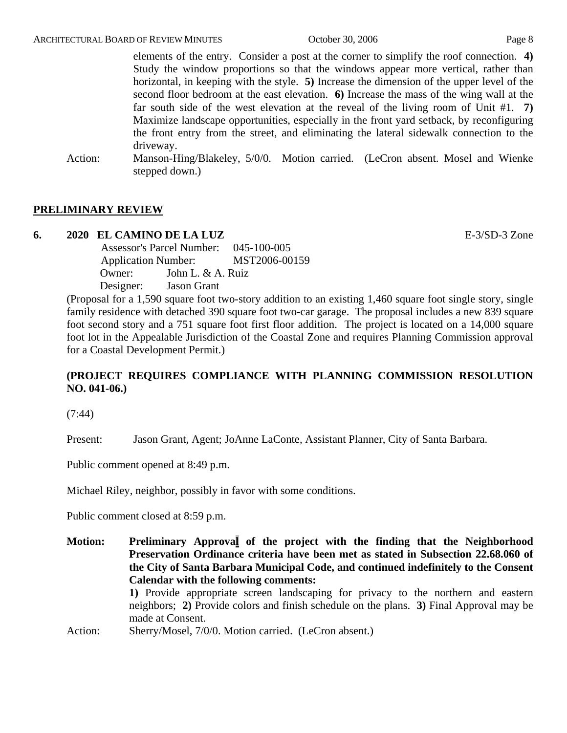elements of the entry. Consider a post at the corner to simplify the roof connection. **4)** Study the window proportions so that the windows appear more vertical, rather than horizontal, in keeping with the style. **5)** Increase the dimension of the upper level of the second floor bedroom at the east elevation. **6)** Increase the mass of the wing wall at the far south side of the west elevation at the reveal of the living room of Unit #1. **7)** Maximize landscape opportunities, especially in the front yard setback, by reconfiguring the front entry from the street, and eliminating the lateral sidewalk connection to the driveway.

Action: Manson-Hing/Blakeley, 5/0/0. Motion carried. (LeCron absent. Mosel and Wienke stepped down.)

## PRELIMINARY REVIEW

**6. 2020 EL CAMINO DE LA LUZ** E-3/SD-3 Zone

Assessor's Parcel Number: 045-100-005
Application Number: MST2006-00159
Owner: John L. & A. Ruiz
Designer: Jason Grant

(Proposal for a 1,590 square foot two-story addition to an existing 1,460 square foot single story, single family residence with detached 390 square foot two-car garage. The proposal includes a new 839 square foot second story and a 751 square foot first floor addition. The project is located on a 14,000 square foot lot in the Appealable Jurisdiction of the Coastal Zone and requires Planning Commission approval for a Coastal Development Permit.)

**(PROJECT REQUIRES COMPLIANCE WITH PLANNING COMMISSION RESOLUTION NO. 041-06.)**

(7:44)

Present: Jason Grant, Agent; JoAnne LaConte, Assistant Planner, City of Santa Barbara.

Public comment opened at 8:49 p.m.

Michael Riley, neighbor, possibly in favor with some conditions.

Public comment closed at 8:59 p.m.

**Motion: Preliminary Approval of the project with the finding that the Neighborhood Preservation Ordinance criteria have been met as stated in Subsection 22.68.060 of the City of Santa Barbara Municipal Code, and continued indefinitely to the Consent Calendar with the following comments:**

**1)** Provide appropriate screen landscaping for privacy to the northern and eastern neighbors; **2)** Provide colors and finish schedule on the plans. **3)** Final Approval may be made at Consent.

Action: Sherry/Mosel, 7/0/0. Motion carried. (LeCron absent.)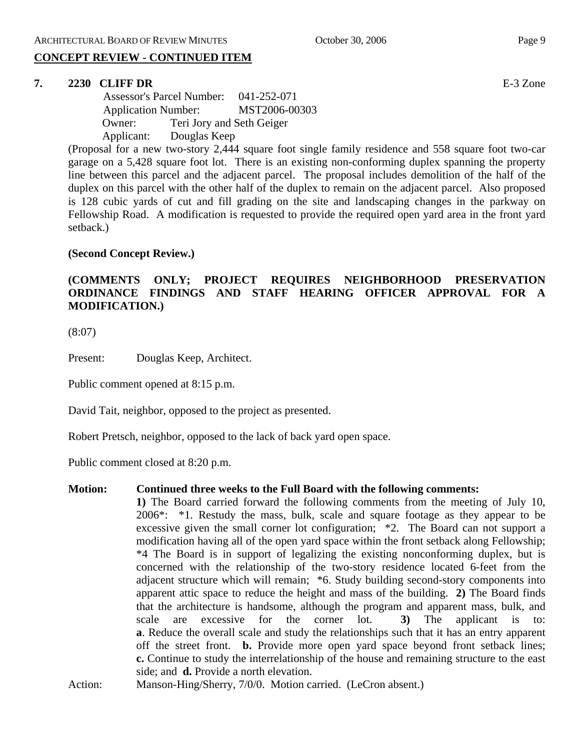## CONCEPT REVIEW - CONTINUED ITEM

**7. 2230 CLIFF DR** E-3 Zone

Assessor's Parcel Number: 041-252-071
Application Number: MST2006-00303
Owner: Teri Jory and Seth Geiger
Applicant: Douglas Keep

(Proposal for a new two-story 2,444 square foot single family residence and 558 square foot two-car garage on a 5,428 square foot lot. There is an existing non-conforming duplex spanning the property line between this parcel and the adjacent parcel. The proposal includes demolition of the half of the duplex on this parcel with the other half of the duplex to remain on the adjacent parcel. Also proposed is 128 cubic yards of cut and fill grading on the site and landscaping changes in the parkway on Fellowship Road. A modification is requested to provide the required open yard area in the front yard setback.)

**(Second Concept Review.)**

**(COMMENTS ONLY; PROJECT REQUIRES NEIGHBORHOOD PRESERVATION ORDINANCE FINDINGS AND STAFF HEARING OFFICER APPROVAL FOR A MODIFICATION.)**

(8:07)

Present: Douglas Keep, Architect.

Public comment opened at 8:15 p.m.

David Tait, neighbor, opposed to the project as presented.

Robert Pretsch, neighbor, opposed to the lack of back yard open space.

Public comment closed at 8:20 p.m.

**Motion: Continued three weeks to the Full Board with the following comments:**
**1)** The Board carried forward the following comments from the meeting of July 10, 2006*: *1. Restudy the mass, bulk, scale and square footage as they appear to be excessive given the small corner lot configuration; *2. The Board can not support a modification having all of the open yard space within the front setback along Fellowship; *4 The Board is in support of legalizing the existing nonconforming duplex, but is concerned with the relationship of the two-story residence located 6-feet from the adjacent structure which will remain; *6. Study building second-story components into apparent attic space to reduce the height and mass of the building. **2)** The Board finds that the architecture is handsome, although the program and apparent mass, bulk, and scale are excessive for the corner lot. **3)** The applicant is to: **a**. Reduce the overall scale and study the relationships such that it has an entry apparent off the street front. **b.** Provide more open yard space beyond front setback lines; **c.** Continue to study the interrelationship of the house and remaining structure to the east side; and **d.** Provide a north elevation.

Action: Manson-Hing/Sherry, 7/0/0. Motion carried. (LeCron absent.)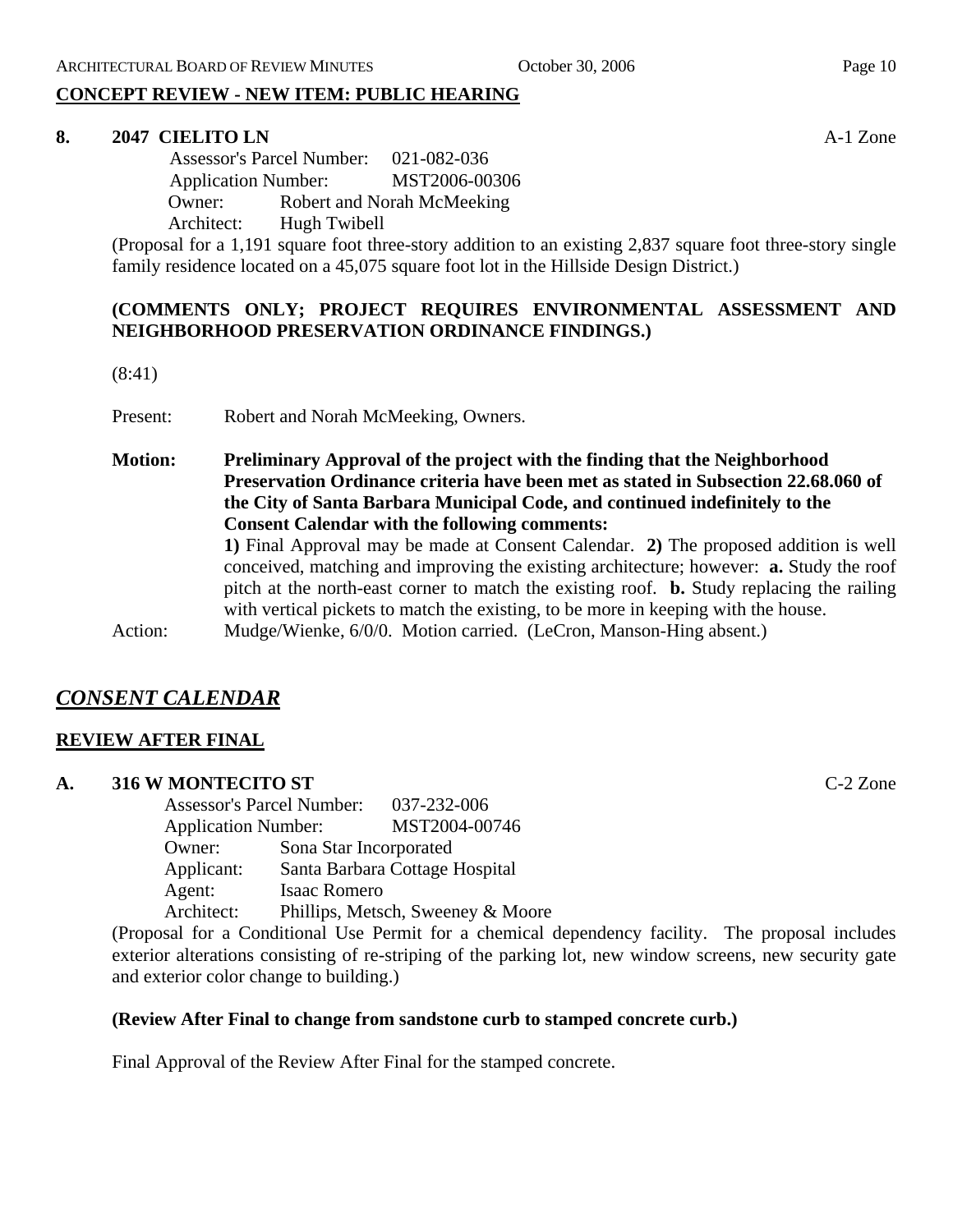**CONCEPT REVIEW - NEW ITEM: PUBLIC HEARING**

**8. 2047 CIELITO LN** A-1 Zone

Assessor's Parcel Number: 021-082-036
Application Number: MST2006-00306
Owner: Robert and Norah McMeeking
Architect: Hugh Twibell

(Proposal for a 1,191 square foot three-story addition to an existing 2,837 square foot three-story single family residence located on a 45,075 square foot lot in the Hillside Design District.)

**(COMMENTS ONLY; PROJECT REQUIRES ENVIRONMENTAL ASSESSMENT AND NEIGHBORHOOD PRESERVATION ORDINANCE FINDINGS.)**

(8:41)

Present: Robert and Norah McMeeking, Owners.

**Motion: Preliminary Approval of the project with the finding that the Neighborhood Preservation Ordinance criteria have been met as stated in Subsection 22.68.060 of the City of Santa Barbara Municipal Code, and continued indefinitely to the Consent Calendar with the following comments:**
**1)** Final Approval may be made at Consent Calendar. **2)** The proposed addition is well conceived, matching and improving the existing architecture; however: **a.** Study the roof pitch at the north-east corner to match the existing roof. **b.** Study replacing the railing with vertical pickets to match the existing, to be more in keeping with the house.

Action: Mudge/Wienke, 6/0/0. Motion carried. (LeCron, Manson-Hing absent.)

## *CONSENT CALENDAR*

**REVIEW AFTER FINAL**

**A. 316 W MONTECITO ST** C-2 Zone

Assessor's Parcel Number: 037-232-006
Application Number: MST2004-00746
Owner: Sona Star Incorporated
Applicant: Santa Barbara Cottage Hospital
Agent: Isaac Romero
Architect: Phillips, Metsch, Sweeney & Moore

(Proposal for a Conditional Use Permit for a chemical dependency facility. The proposal includes exterior alterations consisting of re-striping of the parking lot, new window screens, new security gate and exterior color change to building.)

**(Review After Final to change from sandstone curb to stamped concrete curb.)**

Final Approval of the Review After Final for the stamped concrete.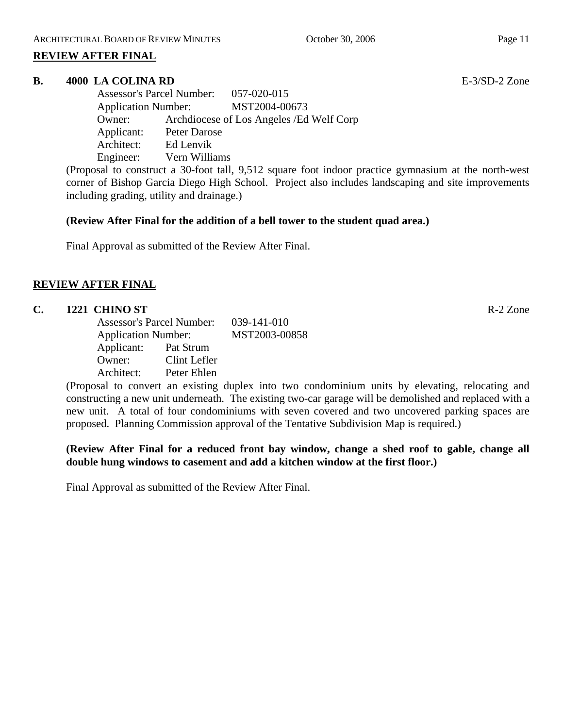## REVIEW AFTER FINAL

**B. 4000 LA COLINA RD** E-3/SD-2 Zone

Assessor's Parcel Number: 057-020-015
Application Number: MST2004-00673
Owner: Archdiocese of Los Angeles /Ed Welf Corp
Applicant: Peter Darose
Architect: Ed Lenvik
Engineer: Vern Williams

(Proposal to construct a 30-foot tall, 9,512 square foot indoor practice gymnasium at the north-west corner of Bishop Garcia Diego High School. Project also includes landscaping and site improvements including grading, utility and drainage.)

**(Review After Final for the addition of a bell tower to the student quad area.)**

Final Approval as submitted of the Review After Final.

## REVIEW AFTER FINAL

**C. 1221 CHINO ST** R-2 Zone

Assessor's Parcel Number: 039-141-010
Application Number: MST2003-00858
Applicant: Pat Strum
Owner: Clint Lefler
Architect: Peter Ehlen

(Proposal to convert an existing duplex into two condominium units by elevating, relocating and constructing a new unit underneath. The existing two-car garage will be demolished and replaced with a new unit. A total of four condominiums with seven covered and two uncovered parking spaces are proposed. Planning Commission approval of the Tentative Subdivision Map is required.)

**(Review After Final for a reduced front bay window, change a shed roof to gable, change all double hung windows to casement and add a kitchen window at the first floor.)**

Final Approval as submitted of the Review After Final.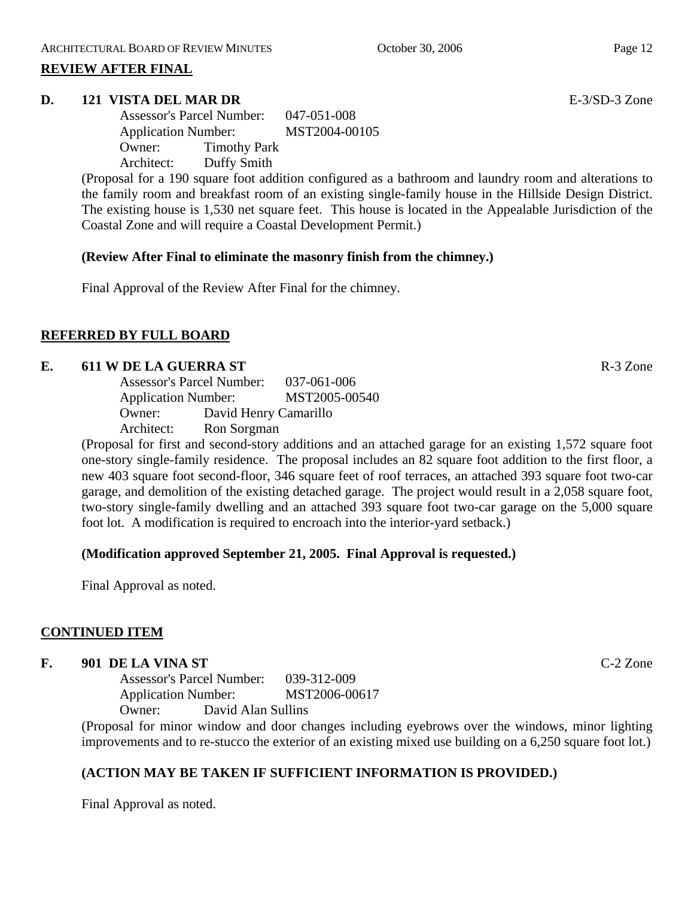## REVIEW AFTER FINAL

**D. 121 VISTA DEL MAR DR** E-3/SD-3 Zone

Assessor's Parcel Number: 047-051-008
Application Number: MST2004-00105
Owner: Timothy Park
Architect: Duffy Smith

(Proposal for a 190 square foot addition configured as a bathroom and laundry room and alterations to the family room and breakfast room of an existing single-family house in the Hillside Design District. The existing house is 1,530 net square feet. This house is located in the Appealable Jurisdiction of the Coastal Zone and will require a Coastal Development Permit.)

**(Review After Final to eliminate the masonry finish from the chimney.)**

Final Approval of the Review After Final for the chimney.

## REFERRED BY FULL BOARD

**E. 611 W DE LA GUERRA ST** R-3 Zone

Assessor's Parcel Number: 037-061-006
Application Number: MST2005-00540
Owner: David Henry Camarillo
Architect: Ron Sorgman

(Proposal for first and second-story additions and an attached garage for an existing 1,572 square foot one-story single-family residence. The proposal includes an 82 square foot addition to the first floor, a new 403 square foot second-floor, 346 square feet of roof terraces, an attached 393 square foot two-car garage, and demolition of the existing detached garage. The project would result in a 2,058 square foot, two-story single-family dwelling and an attached 393 square foot two-car garage on the 5,000 square foot lot. A modification is required to encroach into the interior-yard setback.)

**(Modification approved September 21, 2005. Final Approval is requested.)**

Final Approval as noted.

## CONTINUED ITEM

**F. 901 DE LA VINA ST** C-2 Zone

Assessor's Parcel Number: 039-312-009
Application Number: MST2006-00617
Owner: David Alan Sullins

(Proposal for minor window and door changes including eyebrows over the windows, minor lighting improvements and to re-stucco the exterior of an existing mixed use building on a 6,250 square foot lot.)

**(ACTION MAY BE TAKEN IF SUFFICIENT INFORMATION IS PROVIDED.)**

Final Approval as noted.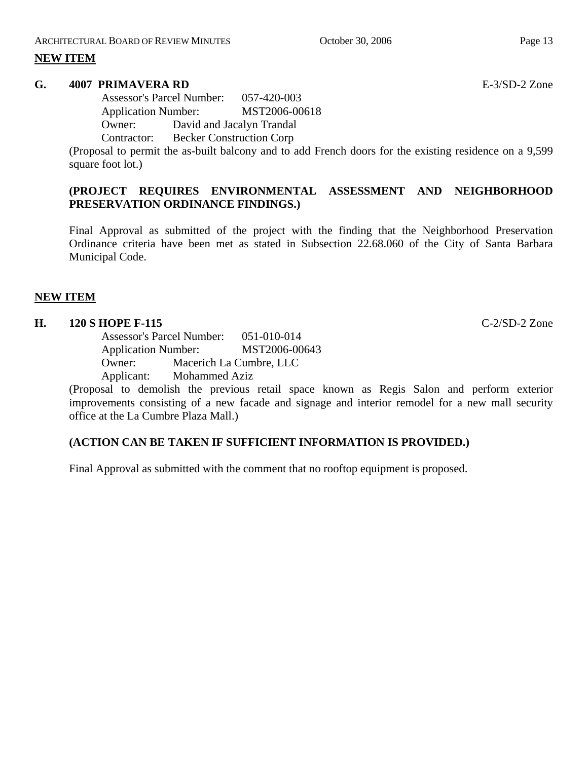## NEW ITEM

**G. 4007 PRIMAVERA RD** E-3/SD-2 Zone

Assessor's Parcel Number: 057-420-003
Application Number: MST2006-00618
Owner: David and Jacalyn Trandal
Contractor: Becker Construction Corp

(Proposal to permit the as-built balcony and to add French doors for the existing residence on a 9,599 square foot lot.)

**(PROJECT REQUIRES ENVIRONMENTAL ASSESSMENT AND NEIGHBORHOOD PRESERVATION ORDINANCE FINDINGS.)**

Final Approval as submitted of the project with the finding that the Neighborhood Preservation Ordinance criteria have been met as stated in Subsection 22.68.060 of the City of Santa Barbara Municipal Code.

## NEW ITEM

**H. 120 S HOPE F-115** C-2/SD-2 Zone

Assessor's Parcel Number: 051-010-014
Application Number: MST2006-00643
Owner: Macerich La Cumbre, LLC
Applicant: Mohammed Aziz

(Proposal to demolish the previous retail space known as Regis Salon and perform exterior improvements consisting of a new facade and signage and interior remodel for a new mall security office at the La Cumbre Plaza Mall.)

**(ACTION CAN BE TAKEN IF SUFFICIENT INFORMATION IS PROVIDED.)**

Final Approval as submitted with the comment that no rooftop equipment is proposed.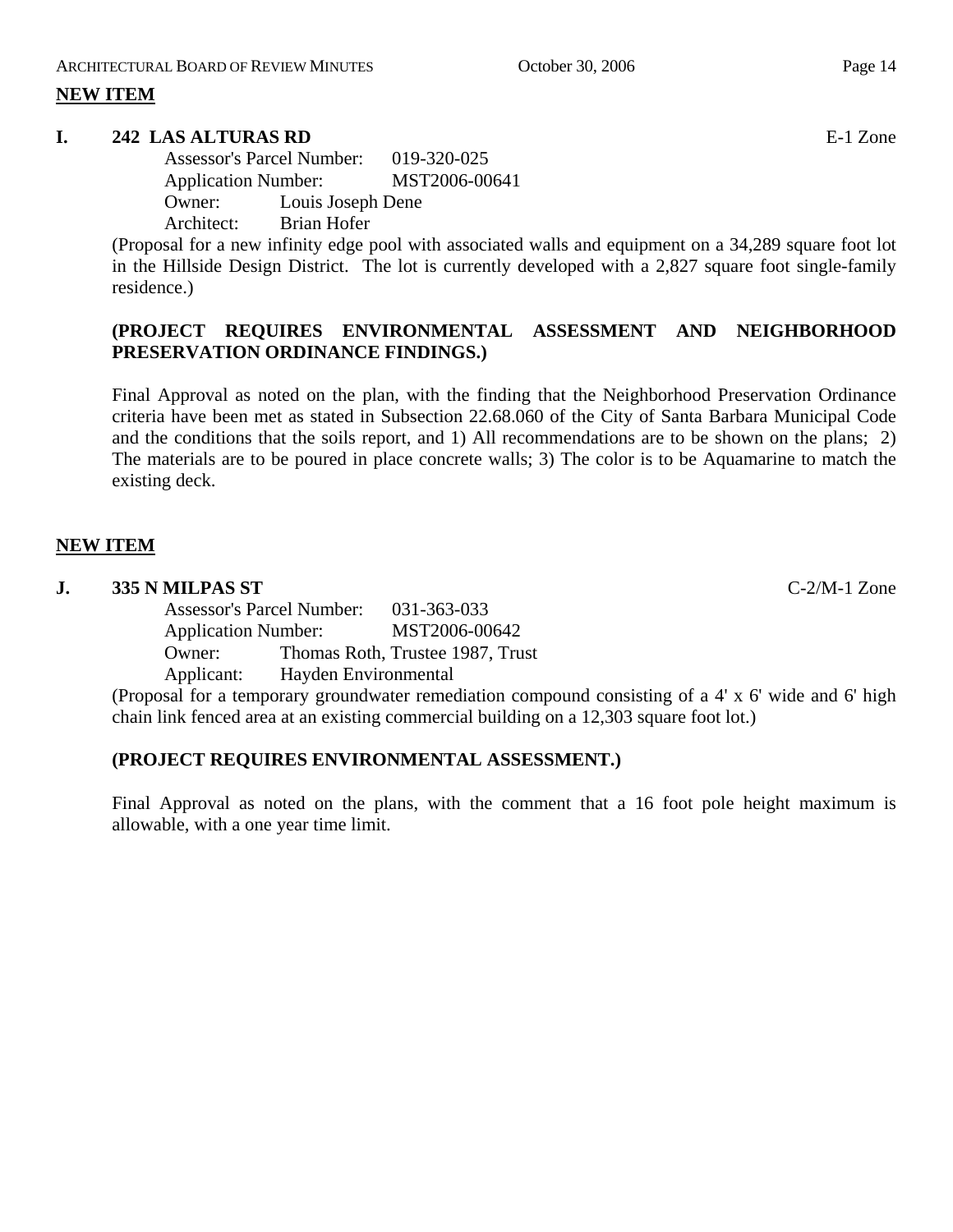**NEW ITEM**

**I. 242 LAS ALTURAS RD** E-1 Zone

Assessor's Parcel Number: 019-320-025
Application Number: MST2006-00641
Owner: Louis Joseph Dene
Architect: Brian Hofer

(Proposal for a new infinity edge pool with associated walls and equipment on a 34,289 square foot lot in the Hillside Design District. The lot is currently developed with a 2,827 square foot single-family residence.)

**(PROJECT REQUIRES ENVIRONMENTAL ASSESSMENT AND NEIGHBORHOOD PRESERVATION ORDINANCE FINDINGS.)**

Final Approval as noted on the plan, with the finding that the Neighborhood Preservation Ordinance criteria have been met as stated in Subsection 22.68.060 of the City of Santa Barbara Municipal Code and the conditions that the soils report, and 1) All recommendations are to be shown on the plans; 2) The materials are to be poured in place concrete walls; 3) The color is to be Aquamarine to match the existing deck.

**NEW ITEM**

**J. 335 N MILPAS ST** C-2/M-1 Zone

Assessor's Parcel Number: 031-363-033
Application Number: MST2006-00642
Owner: Thomas Roth, Trustee 1987, Trust
Applicant: Hayden Environmental

(Proposal for a temporary groundwater remediation compound consisting of a 4' x 6' wide and 6' high chain link fenced area at an existing commercial building on a 12,303 square foot lot.)

**(PROJECT REQUIRES ENVIRONMENTAL ASSESSMENT.)**

Final Approval as noted on the plans, with the comment that a 16 foot pole height maximum is allowable, with a one year time limit.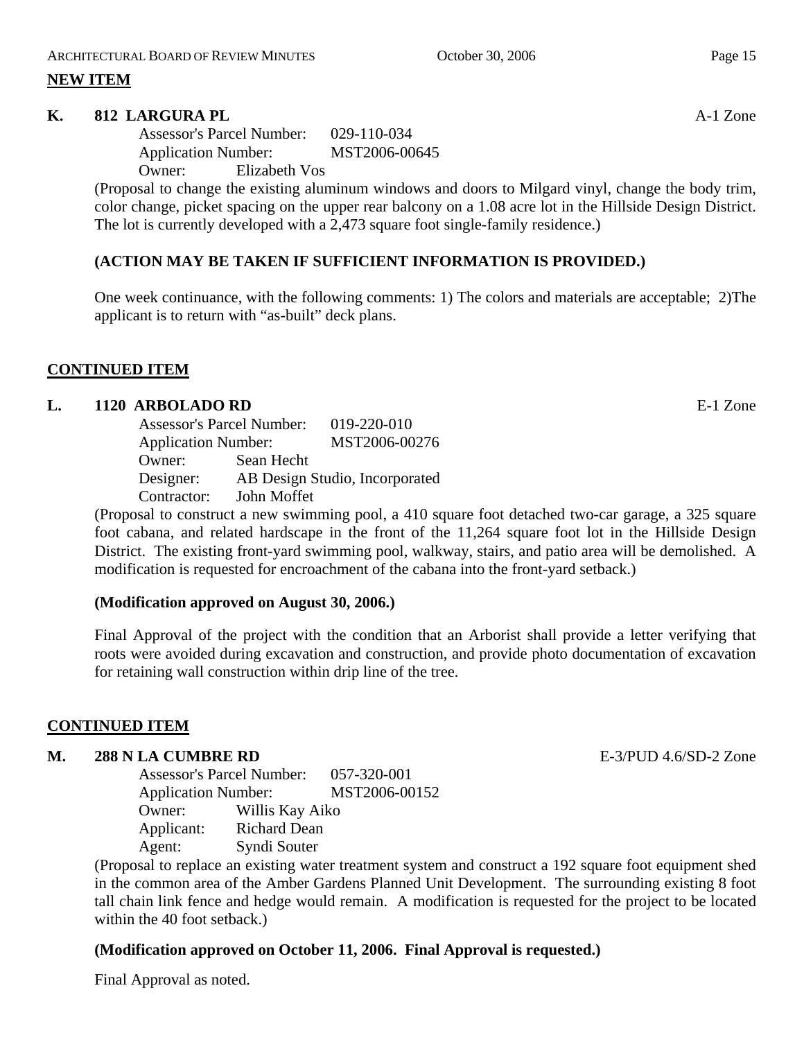**NEW ITEM**

**K. 812 LARGURA PL** A-1 Zone

Assessor's Parcel Number: 029-110-034
Application Number: MST2006-00645
Owner: Elizabeth Vos

(Proposal to change the existing aluminum windows and doors to Milgard vinyl, change the body trim, color change, picket spacing on the upper rear balcony on a 1.08 acre lot in the Hillside Design District. The lot is currently developed with a 2,473 square foot single-family residence.)

**(ACTION MAY BE TAKEN IF SUFFICIENT INFORMATION IS PROVIDED.)**

One week continuance, with the following comments: 1) The colors and materials are acceptable; 2)The applicant is to return with "as-built" deck plans.

**CONTINUED ITEM**

**L. 1120 ARBOLADO RD** E-1 Zone

Assessor's Parcel Number: 019-220-010
Application Number: MST2006-00276
Owner: Sean Hecht
Designer: AB Design Studio, Incorporated
Contractor: John Moffet

(Proposal to construct a new swimming pool, a 410 square foot detached two-car garage, a 325 square foot cabana, and related hardscape in the front of the 11,264 square foot lot in the Hillside Design District. The existing front-yard swimming pool, walkway, stairs, and patio area will be demolished. A modification is requested for encroachment of the cabana into the front-yard setback.)

**(Modification approved on August 30, 2006.)**

Final Approval of the project with the condition that an Arborist shall provide a letter verifying that roots were avoided during excavation and construction, and provide photo documentation of excavation for retaining wall construction within drip line of the tree.

**CONTINUED ITEM**

**M. 288 N LA CUMBRE RD** E-3/PUD 4.6/SD-2 Zone

Assessor's Parcel Number: 057-320-001
Application Number: MST2006-00152
Owner: Willis Kay Aiko
Applicant: Richard Dean
Agent: Syndi Souter

(Proposal to replace an existing water treatment system and construct a 192 square foot equipment shed in the common area of the Amber Gardens Planned Unit Development. The surrounding existing 8 foot tall chain link fence and hedge would remain. A modification is requested for the project to be located within the 40 foot setback.)

**(Modification approved on October 11, 2006. Final Approval is requested.)**

Final Approval as noted.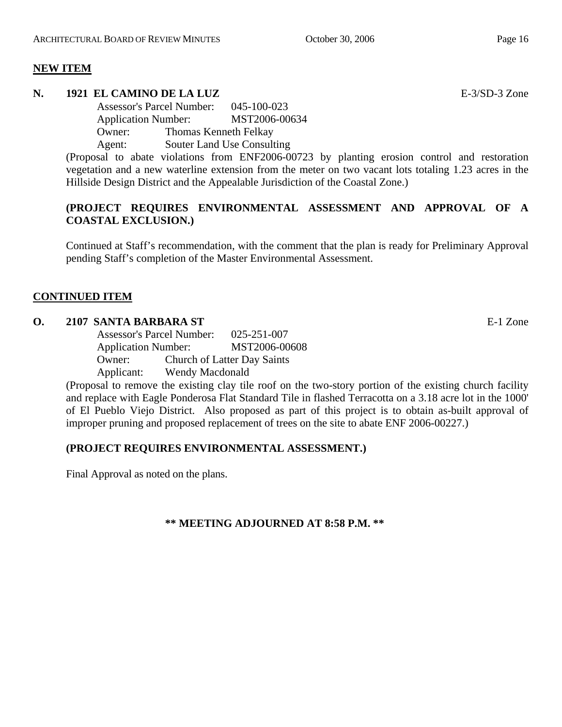**NEW ITEM**

**N. 1921 EL CAMINO DE LA LUZ** E-3/SD-3 Zone

Assessor's Parcel Number: 045-100-023
Application Number: MST2006-00634
Owner: Thomas Kenneth Felkay
Agent: Souter Land Use Consulting

(Proposal to abate violations from ENF2006-00723 by planting erosion control and restoration vegetation and a new waterline extension from the meter on two vacant lots totaling 1.23 acres in the Hillside Design District and the Appealable Jurisdiction of the Coastal Zone.)

**(PROJECT REQUIRES ENVIRONMENTAL ASSESSMENT AND APPROVAL OF A COASTAL EXCLUSION.)**

Continued at Staff's recommendation, with the comment that the plan is ready for Preliminary Approval pending Staff's completion of the Master Environmental Assessment.

**CONTINUED ITEM**

**O. 2107 SANTA BARBARA ST** E-1 Zone

Assessor's Parcel Number: 025-251-007
Application Number: MST2006-00608
Owner: Church of Latter Day Saints
Applicant: Wendy Macdonald

(Proposal to remove the existing clay tile roof on the two-story portion of the existing church facility and replace with Eagle Ponderosa Flat Standard Tile in flashed Terracotta on a 3.18 acre lot in the 1000' of El Pueblo Viejo District. Also proposed as part of this project is to obtain as-built approval of improper pruning and proposed replacement of trees on the site to abate ENF 2006-00227.)

**(PROJECT REQUIRES ENVIRONMENTAL ASSESSMENT.)**

Final Approval as noted on the plans.

**\*\* MEETING ADJOURNED AT 8:58 P.M. \*\***